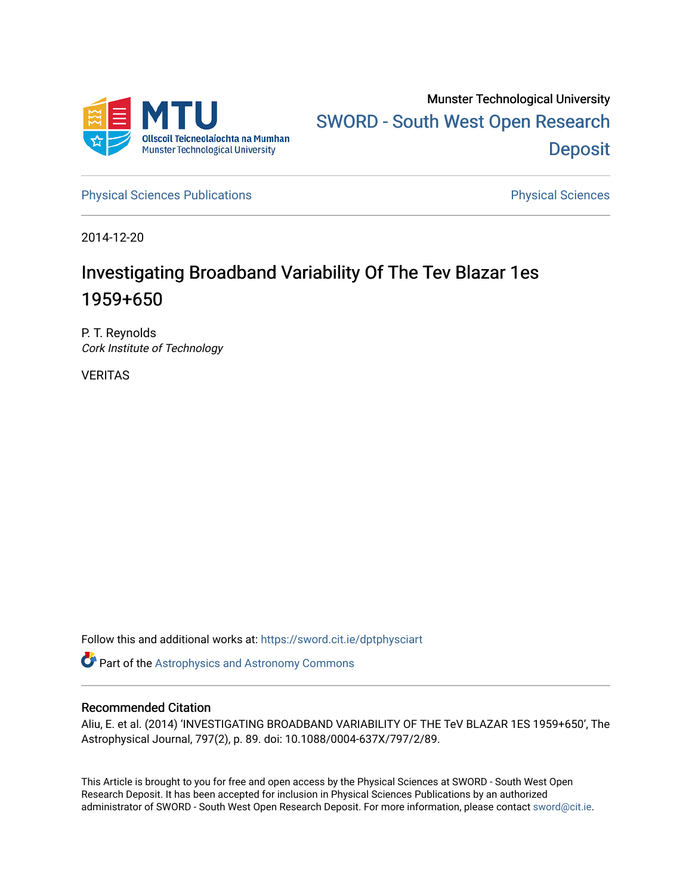Munster Technological University

SWORD - South West Open Research Deposit

Physical Sciences Publications

Physical Sciences

2014-12-20

# Investigating Broadband Variability Of The Tev Blazar 1es 1959+650

P. T. Reynolds
*Cork Institute of Technology*

VERITAS

Follow this and additional works at: https://sword.cit.ie/dptphysciart

Part of the Astrophysics and Astronomy Commons

## Recommended Citation

Aliu, E. et al. (2014) 'INVESTIGATING BROADBAND VARIABILITY OF THE TeV BLAZAR 1ES 1959+650', The Astrophysical Journal, 797(2), p. 89. doi: 10.1088/0004-637X/797/2/89.

This Article is brought to you for free and open access by the Physical Sciences at SWORD - South West Open Research Deposit. It has been accepted for inclusion in Physical Sciences Publications by an authorized administrator of SWORD - South West Open Research Deposit. For more information, please contact sword@cit.ie.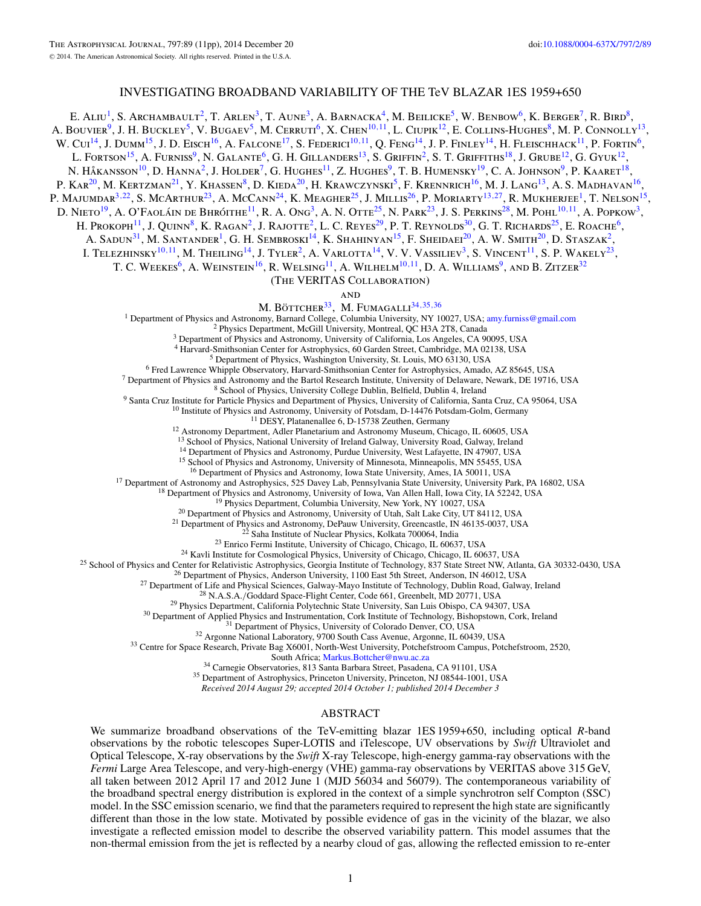# INVESTIGATING BROADBAND VARIABILITY OF THE TeV BLAZAR 1ES 1959+650

E. Aliu[1], S. Archambault[2], T. Arlen[3], T. Aune[3], A. Barnacka[4], M. Beilicke[5], W. Benbow[6], K. Berger[7], R. Bird[8], A. Bouvier[9], J. H. Buckley[5], V. Bugaev[5], M. Cerruti[6], X. Chen[10,11], L. Ciupik[12], E. Collins-Hughes[8], M. P. Connolly[13], W. Cui[14], J. Dumm[15], J. D. Eisch[16], A. Falcone[17], S. Federici[10,11], Q. Feng[14], J. P. Finley[14], H. Fleischhack[11], P. Fortin[6], L. Fortson[15], A. Furniss[9], N. Galante[6], G. H. Gillanders[13], S. Griffin[2], S. T. Griffiths[18], J. Grube[12], G. Gyuk[12], N. Håkansson[10], D. Hanna[2], J. Holder[7], G. Hughes[11], Z. Hughes[9], T. B. Humensky[19], C. A. Johnson[9], P. Kaaret[18], P. Kar[20], M. Kertzman[21], Y. Khassen[8], D. Kieda[20], H. Krawczynski[5], F. Krennrich[16], M. J. Lang[13], A. S. Madhavan[16], P. Majumdar[3,22], S. McArthur[23], A. McCann[24], K. Meagher[25], J. Millis[26], P. Moriarty[13,27], R. Mukherjee[1], T. Nelson[15], D. Nieto[19], A. O'Faoláin de Bhróithe[11], R. A. Ong[3], A. N. Otte[25], N. Park[23], J. S. Perkins[28], M. Pohl[10,11], A. Popkow[3], H. Prokoph[11], J. Quinn[8], K. Ragan[2], J. Rajotte[2], L. C. Reyes[29], P. T. Reynolds[30], G. T. Richards[25], E. Roache[6], A. Sadun[31], M. Santander[1], G. H. Sembroski[14], K. Shahinyan[15], F. Sheidaei[20], A. W. Smith[20], D. Staszak[2], I. Telezhinsky[10,11], M. Theiling[14], J. Tyler[2], A. Varlotta[14], V. V. Vassiliev[3], S. Vincent[11], S. P. Wakely[23], T. C. Weekes[6], A. Weinstein[16], R. Welsing[11], A. Wilhelm[10,11], D. A. Williams[9], and B. Zitzer[32]

(The VERITAS Collaboration)

and

M. Böttcher[33], M. Fumagalli[34,35,36]

[1] Department of Physics and Astronomy, Barnard College, Columbia University, NY 10027, USA; amy.furniss@gmail.com
[2] Physics Department, McGill University, Montreal, QC H3A 2T8, Canada
[3] Department of Physics and Astronomy, University of California, Los Angeles, CA 90095, USA
[4] Harvard-Smithsonian Center for Astrophysics, 60 Garden Street, Cambridge, MA 02138, USA
[5] Department of Physics, Washington University, St. Louis, MO 63130, USA
[6] Fred Lawrence Whipple Observatory, Harvard-Smithsonian Center for Astrophysics, Amado, AZ 85645, USA
[7] Department of Physics and Astronomy and the Bartol Research Institute, University of Delaware, Newark, DE 19716, USA
[8] School of Physics, University College Dublin, Belfield, Dublin 4, Ireland
[9] Santa Cruz Institute for Particle Physics and Department of Physics, University of California, Santa Cruz, CA 95064, USA
[10] Institute of Physics and Astronomy, University of Potsdam, D-14476 Potsdam-Golm, Germany
[11] DESY, Platanenallee 6, D-15738 Zeuthen, Germany
[12] Astronomy Department, Adler Planetarium and Astronomy Museum, Chicago, IL 60605, USA
[13] School of Physics, National University of Ireland Galway, University Road, Galway, Ireland
[14] Department of Physics and Astronomy, Purdue University, West Lafayette, IN 47907, USA
[15] School of Physics and Astronomy, University of Minnesota, Minneapolis, MN 55455, USA
[16] Department of Physics and Astronomy, Iowa State University, Ames, IA 50011, USA
[17] Department of Astronomy and Astrophysics, 525 Davey Lab, Pennsylvania State University, University Park, PA 16802, USA
[18] Department of Physics and Astronomy, University of Iowa, Van Allen Hall, Iowa City, IA 52242, USA
[19] Physics Department, Columbia University, New York, NY 10027, USA
[20] Department of Physics and Astronomy, University of Utah, Salt Lake City, UT 84112, USA
[21] Department of Physics and Astronomy, DePauw University, Greencastle, IN 46135-0037, USA
[22] Saha Institute of Nuclear Physics, Kolkata 700064, India
[23] Enrico Fermi Institute, University of Chicago, Chicago, IL 60637, USA
[24] Kavli Institute for Cosmological Physics, University of Chicago, Chicago, IL 60637, USA
[25] School of Physics and Center for Relativistic Astrophysics, Georgia Institute of Technology, 837 State Street NW, Atlanta, GA 30332-0430, USA
[26] Department of Physics, Anderson University, 1100 East 5th Street, Anderson, IN 46012, USA
[27] Department of Life and Physical Sciences, Galway-Mayo Institute of Technology, Dublin Road, Galway, Ireland
[28] N.A.S.A./Goddard Space-Flight Center, Code 661, Greenbelt, MD 20771, USA
[29] Physics Department, California Polytechnic State University, San Luis Obispo, CA 94307, USA
[30] Department of Applied Physics and Instrumentation, Cork Institute of Technology, Bishopstown, Cork, Ireland
[31] Department of Physics, University of Colorado Denver, CO, USA
[32] Argonne National Laboratory, 9700 South Cass Avenue, Argonne, IL 60439, USA
[33] Centre for Space Research, Private Bag X6001, North-West University, Potchefstroom Campus, Potchefstroom, 2520, South Africa; Markus.Bottcher@nwu.ac.za
[34] Carnegie Observatories, 813 Santa Barbara Street, Pasadena, CA 91101, USA
[35] Department of Astrophysics, Princeton University, Princeton, NJ 08544-1001, USA

*Received 2014 August 29; accepted 2014 October 1; published 2014 December 3*

## ABSTRACT

We summarize broadband observations of the TeV-emitting blazar 1ES 1959+650, including optical *R*-band observations by the robotic telescopes Super-LOTIS and iTelescope, UV observations by *Swift* Ultraviolet and Optical Telescope, X-ray observations by the *Swift* X-ray Telescope, high-energy gamma-ray observations with the *Fermi* Large Area Telescope, and very-high-energy (VHE) gamma-ray observations by VERITAS above 315 GeV, all taken between 2012 April 17 and 2012 June 1 (MJD 56034 and 56079). The contemporaneous variability of the broadband spectral energy distribution is explored in the context of a simple synchrotron self Compton (SSC) model. In the SSC emission scenario, we find that the parameters required to represent the high state are significantly different than those in the low state. Motivated by possible evidence of gas in the vicinity of the blazar, we also investigate a reflected emission model to describe the observed variability pattern. This model assumes that the non-thermal emission from the jet is reflected by a nearby cloud of gas, allowing the reflected emission to re-enter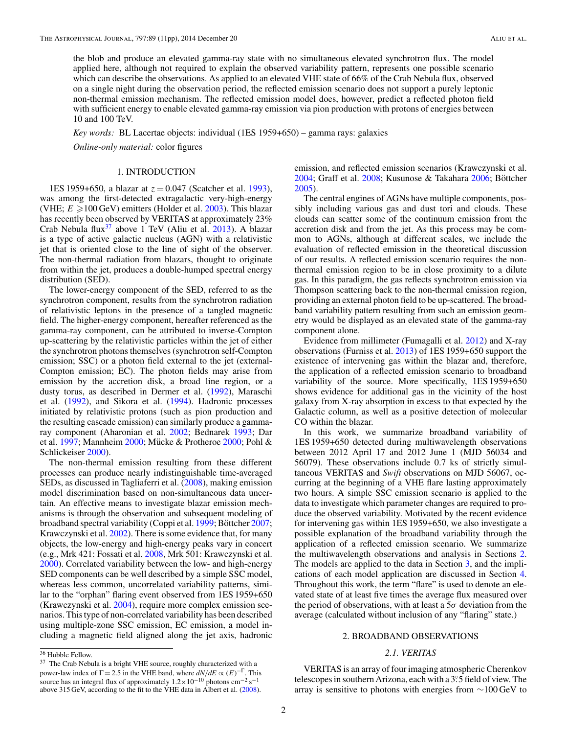the blob and produce an elevated gamma-ray state with no simultaneous elevated synchrotron flux. The model applied here, although not required to explain the observed variability pattern, represents one possible scenario which can describe the observations. As applied to an elevated VHE state of 66% of the Crab Nebula flux, observed on a single night during the observation period, the reflected emission scenario does not support a purely leptonic non-thermal emission mechanism. The reflected emission model does, however, predict a reflected photon field with sufficient energy to enable elevated gamma-ray emission via pion production with protons of energies between 10 and 100 TeV.

*Key words:* BL Lacertae objects: individual (1ES 1959+650) – gamma rays: galaxies

*Online-only material:* color figures

## 1. INTRODUCTION

1ES 1959+650, a blazar at $z = 0.047$ (Scatcher et al. 1993), was among the first-detected extragalactic very-high-energy (VHE; $E \geqslant 100$ GeV) emitters (Holder et al. 2003). This blazar has recently been observed by VERITAS at approximately 23% Crab Nebula flux[37] above 1 TeV (Aliu et al. 2013). A blazar is a type of active galactic nucleus (AGN) with a relativistic jet that is oriented close to the line of sight of the observer. The non-thermal radiation from blazars, thought to originate from within the jet, produces a double-humped spectral energy distribution (SED).

The lower-energy component of the SED, referred to as the synchrotron component, results from the synchrotron radiation of relativistic leptons in the presence of a tangled magnetic field. The higher-energy component, hereafter referenced as the gamma-ray component, can be attributed to inverse-Compton up-scattering by the relativistic particles within the jet of either the synchrotron photons themselves (synchrotron self-Compton emission; SSC) or a photon field external to the jet (external-Compton emission; EC). The photon fields may arise from emission by the accretion disk, a broad line region, or a dusty torus, as described in Dermer et al. (1992), Maraschi et al. (1992), and Sikora et al. (1994). Hadronic processes initiated by relativistic protons (such as pion production and the resulting cascade emission) can similarly produce a gamma-ray component (Aharonian et al. 2002; Bednarek 1993; Dar et al. 1997; Mannheim 2000; Mücke & Protheroe 2000; Pohl & Schlickeiser 2000).

The non-thermal emission resulting from these different processes can produce nearly indistinguishable time-averaged SEDs, as discussed in Tagliaferri et al. (2008), making emission model discrimination based on non-simultaneous data uncertain. An effective means to investigate blazar emission mechanisms is through the observation and subsequent modeling of broadband spectral variability (Coppi et al. 1999; Böttcher 2007; Krawczynski et al. 2002). There is some evidence that, for many objects, the low-energy and high-energy peaks vary in concert (e.g., Mrk 421: Fossati et al. 2008, Mrk 501: Krawczynski et al. 2000). Correlated variability between the low- and high-energy SED components can be well described by a simple SSC model, whereas less common, uncorrelated variability patterns, similar to the "orphan" flaring event observed from 1ES 1959+650 (Krawczynski et al. 2004), require more complex emission scenarios. This type of non-correlated variability has been described using multiple-zone SSC emission, EC emission, a model including a magnetic field aligned along the jet axis, hadronic emission, and reflected emission scenarios (Krawczynski et al. 2004; Graff et al. 2008; Kusunose & Takahara 2006; Böttcher 2005).

The central engines of AGNs have multiple components, possibly including various gas and dust tori and clouds. These clouds can scatter some of the continuum emission from the accretion disk and from the jet. As this process may be common to AGNs, although at different scales, we include the evaluation of reflected emission in the theoretical discussion of our results. A reflected emission scenario requires the non-thermal emission region to be in close proximity to a dilute gas. In this paradigm, the gas reflects synchrotron emission via Thompson scattering back to the non-thermal emission region, providing an external photon field to be up-scattered. The broadband variability pattern resulting from such an emission geometry would be displayed as an elevated state of the gamma-ray component alone.

Evidence from millimeter (Fumagalli et al. 2012) and X-ray observations (Furniss et al. 2013) of 1ES 1959+650 support the existence of intervening gas within the blazar and, therefore, the application of a reflected emission scenario to broadband variability of the source. More specifically, 1ES 1959+650 shows evidence for additional gas in the vicinity of the host galaxy from X-ray absorption in excess to that expected by the Galactic column, as well as a positive detection of molecular CO within the blazar.

In this work, we summarize broadband variability of 1ES 1959+650 detected during multiwavelength observations between 2012 April 17 and 2012 June 1 (MJD 56034 and 56079). These observations include 0.7 ks of strictly simultaneous VERITAS and *Swift* observations on MJD 56067, occurring at the beginning of a VHE flare lasting approximately two hours. A simple SSC emission scenario is applied to the data to investigate which parameter changes are required to produce the observed variability. Motivated by the recent evidence for intervening gas within 1ES 1959+650, we also investigate a possible explanation of the broadband variability through the application of a reflected emission scenario. We summarize the multiwavelength observations and analysis in Sections 2. The models are applied to the data in Section 3, and the implications of each model application are discussed in Section 4. Throughout this work, the term "flare" is used to denote an elevated state of at least five times the average flux measured over the period of observations, with at least a $5\sigma$ deviation from the average (calculated without inclusion of any "flaring" state.)

## 2. BROADBAND OBSERVATIONS

### 2.1. VERITAS

VERITAS is an array of four imaging atmospheric Cherenkov telescopes in southern Arizona, each with a 3°.5 field of view. The array is sensitive to photons with energies from ~100 GeV to

[36] Hubble Fellow.

[37] The Crab Nebula is a bright VHE source, roughly characterized with a power-law index of $\Gamma = 2.5$ in the VHE band, where $dN/dE \propto (E)^{-\Gamma}$. This source has an integral flux of approximately $1.2\times10^{-10}$ photons cm$^{-2}$ s$^{-1}$ above 315 GeV, according to the fit to the VHE data in Albert et al. (2008).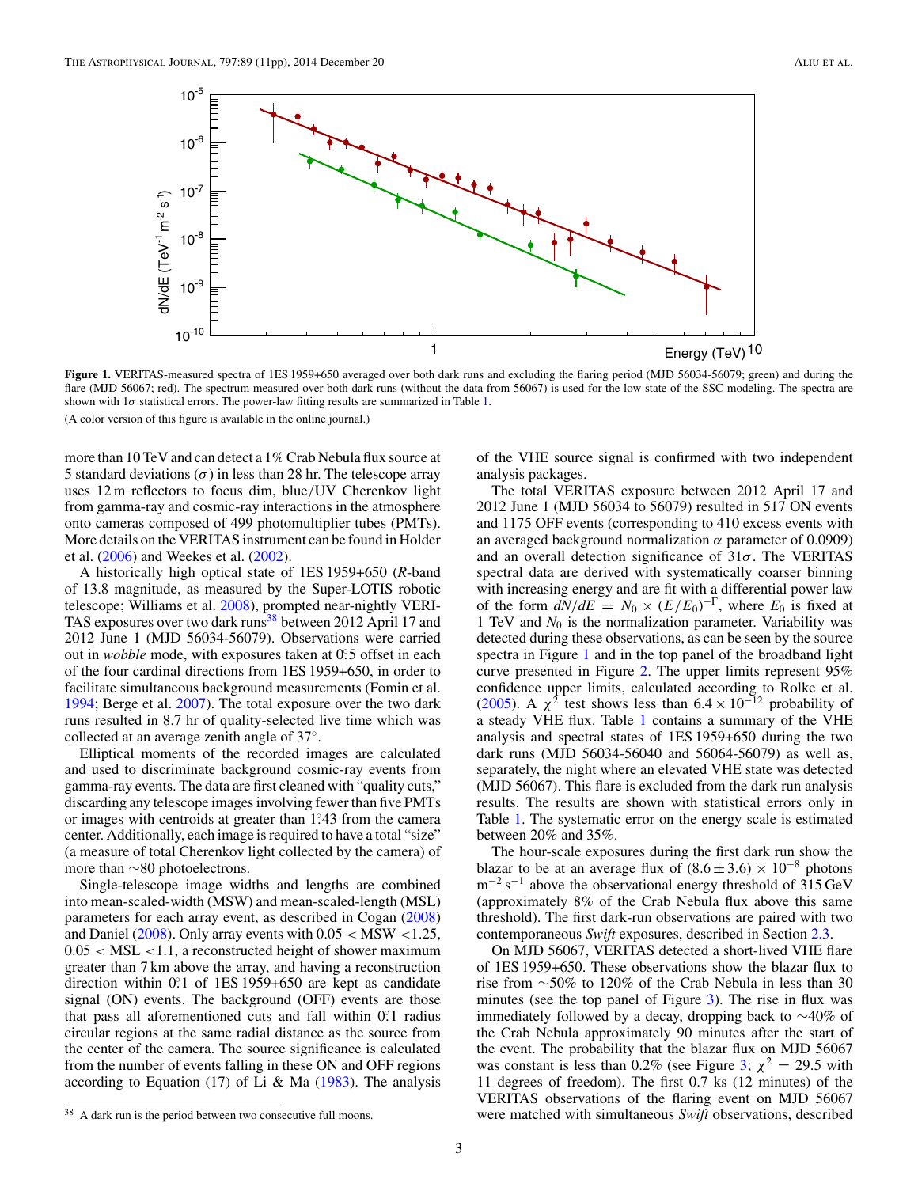**Figure 1.** VERITAS-measured spectra of 1ES 1959+650 averaged over both dark runs and excluding the flaring period (MJD 56034-56079; green) and during the flare (MJD 56067; red). The spectrum measured over both dark runs (without the data from 56067) is used for the low state of the SSC modeling. The spectra are shown with 1$\sigma$ statistical errors. The power-law fitting results are summarized in Table 1.

(A color version of this figure is available in the online journal.)

more than 10 TeV and can detect a 1% Crab Nebula flux source at 5 standard deviations ($\sigma$) in less than 28 hr. The telescope array uses 12 m reflectors to focus dim, blue/UV Cherenkov light from gamma-ray and cosmic-ray interactions in the atmosphere onto cameras composed of 499 photomultiplier tubes (PMTs). More details on the VERITAS instrument can be found in Holder et al. (2006) and Weekes et al. (2002).

A historically high optical state of 1ES 1959+650 ($R$-band of 13.8 magnitude, as measured by the Super-LOTIS robotic telescope; Williams et al. 2008), prompted near-nightly VERITAS exposures over two dark runs[38] between 2012 April 17 and 2012 June 1 (MJD 56034-56079). Observations were carried out in *wobble* mode, with exposures taken at 0.°5 offset in each of the four cardinal directions from 1ES 1959+650, in order to facilitate simultaneous background measurements (Fomin et al. 1994; Berge et al. 2007). The total exposure over the two dark runs resulted in 8.7 hr of quality-selected live time which was collected at an average zenith angle of 37°.

Elliptical moments of the recorded images are calculated and used to discriminate background cosmic-ray events from gamma-ray events. The data are first cleaned with "quality cuts," discarding any telescope images involving fewer than five PMTs or images with centroids at greater than 1.°43 from the camera center. Additionally, each image is required to have a total "size" (a measure of total Cherenkov light collected by the camera) of more than ∼80 photoelectrons.

Single-telescope image widths and lengths are combined into mean-scaled-width (MSW) and mean-scaled-length (MSL) parameters for each array event, as described in Cogan (2008) and Daniel (2008). Only array events with $0.05 < \mathrm{MSW} < 1.25$, $0.05 < \mathrm{MSL} < 1.1$, a reconstructed height of shower maximum greater than 7 km above the array, and having a reconstruction direction within 0.°1 of 1ES 1959+650 are kept as candidate signal (ON) events. The background (OFF) events are those that pass all aforementioned cuts and fall within 0.°1 radius circular regions at the same radial distance as the source from the center of the camera. The source significance is calculated from the number of events falling in these ON and OFF regions according to Equation (17) of Li & Ma (1983). The analysis of the VHE source signal is confirmed with two independent analysis packages.

The total VERITAS exposure between 2012 April 17 and 2012 June 1 (MJD 56034 to 56079) resulted in 517 ON events and 1175 OFF events (corresponding to 410 excess events with an averaged background normalization $\alpha$ parameter of 0.0909) and an overall detection significance of 31$\sigma$. The VERITAS spectral data are derived with systematically coarser binning with increasing energy and are fit with a differential power law of the form $dN/dE = N_0 \times (E/E_0)^{-\Gamma}$, where $E_0$ is fixed at 1 TeV and $N_0$ is the normalization parameter. Variability was detected during these observations, as can be seen by the source spectra in Figure 1 and in the top panel of the broadband light curve presented in Figure 2. The upper limits represent 95% confidence upper limits, calculated according to Rolke et al. (2005). A $\chi^2$ test shows less than $6.4 \times 10^{-12}$ probability of a steady VHE flux. Table 1 contains a summary of the VHE analysis and spectral states of 1ES 1959+650 during the two dark runs (MJD 56034-56040 and 56064-56079) as well as, separately, the night where an elevated VHE state was detected (MJD 56067). This flare is excluded from the dark run analysis results. The results are shown with statistical errors only in Table 1. The systematic error on the energy scale is estimated between 20% and 35%.

The hour-scale exposures during the first dark run show the blazar to be at an average flux of $(8.6 \pm 3.6) \times 10^{-8}$ photons $\mathrm{m}^{-2}\,\mathrm{s}^{-1}$ above the observational energy threshold of 315 GeV (approximately 8% of the Crab Nebula flux above this same threshold). The first dark-run observations are paired with two contemporaneous *Swift* exposures, described in Section 2.3.

On MJD 56067, VERITAS detected a short-lived VHE flare of 1ES 1959+650. These observations show the blazar flux to rise from ∼50% to 120% of the Crab Nebula in less than 30 minutes (see the top panel of Figure 3). The rise in flux was immediately followed by a decay, dropping back to ∼40% of the Crab Nebula approximately 90 minutes after the start of the event. The probability that the blazar flux on MJD 56067 was constant is less than 0.2% (see Figure 3; $\chi^2 = 29.5$ with 11 degrees of freedom). The first 0.7 ks (12 minutes) of the VERITAS observations of the flaring event on MJD 56067 were matched with simultaneous *Swift* observations, described

[38] A dark run is the period between two consecutive full moons.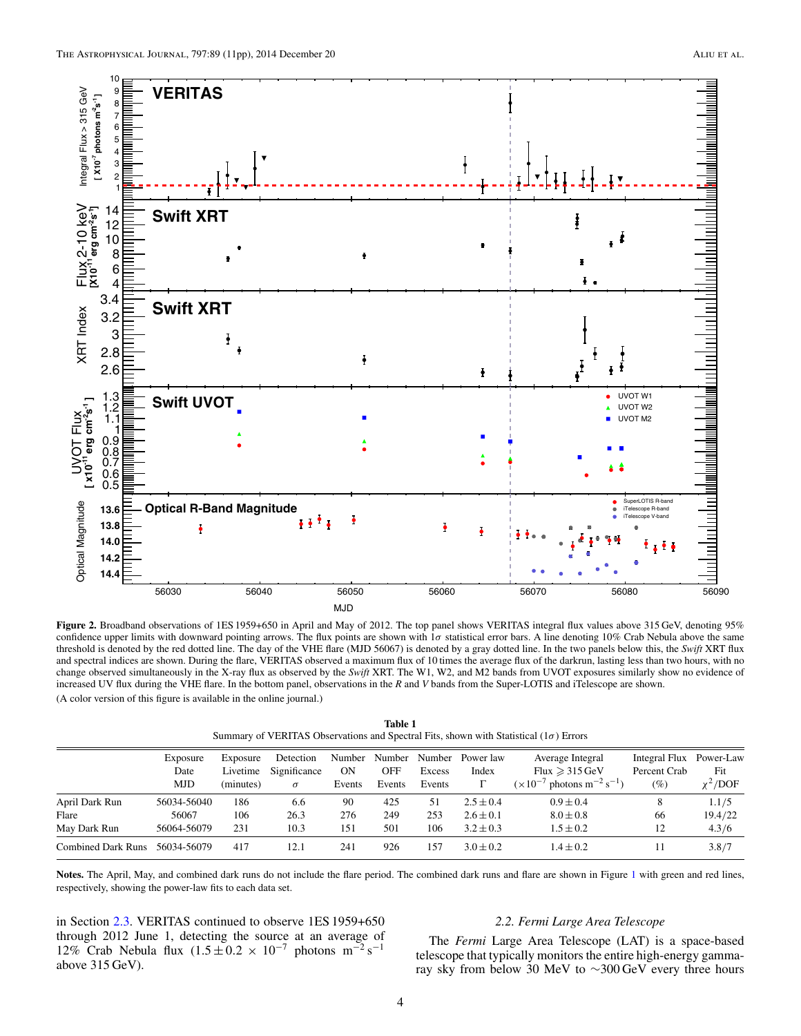Figure 2. Broadband observations of 1ES 1959+650 in April and May of 2012. The top panel shows VERITAS integral flux values above 315 GeV, denoting 95% confidence upper limits with downward pointing arrows. The flux points are shown with $1\sigma$ statistical error bars. A line denoting 10% Crab Nebula above the same threshold is denoted by the red dotted line. The day of the VHE flare (MJD 56067) is denoted by a gray dotted line. In the two panels below this, the *Swift* XRT flux and spectral indices are shown. During the flare, VERITAS observed a maximum flux of 10 times the average flux of the darkrun, lasting less than two hours, with no change observed simultaneously in the X-ray flux as observed by the *Swift* XRT. The W1, W2, and M2 bands from UVOT exposures similarly show no evidence of increased UV flux during the VHE flare. In the bottom panel, observations in the *R* and *V* bands from the Super-LOTIS and iTelescope are shown.

(A color version of this figure is available in the online journal.)

**Table 1**
Summary of VERITAS Observations and Spectral Fits, shown with Statistical ($1\sigma$) Errors

| | Exposure Date MJD | Exposure Livetime (minutes) | Detection Significance $\sigma$ | Number ON Events | Number OFF Events | Number Excess Events | Power law Index $\Gamma$ | Average Integral Flux $\geqslant 315$ GeV ($\times 10^{-7}$ photons m$^{-2}$ s$^{-1}$) | Integral Flux Percent Crab (%) | Power-Law Fit $\chi^2$/DOF |
|---|---|---|---|---|---|---|---|---|---|---|
| April Dark Run | 56034-56040 | 186 | 6.6 | 90 | 425 | 51 | $2.5 \pm 0.4$ | $0.9 \pm 0.4$ | 8 | 1.1/5 |
| Flare | 56067 | 106 | 26.3 | 276 | 249 | 253 | $2.6 \pm 0.1$ | $8.0 \pm 0.8$ | 66 | 19.4/22 |
| May Dark Run | 56064-56079 | 231 | 10.3 | 151 | 501 | 106 | $3.2 \pm 0.3$ | $1.5 \pm 0.2$ | 12 | 4.3/6 |
| Combined Dark Runs | 56034-56079 | 417 | 12.1 | 241 | 926 | 157 | $3.0 \pm 0.2$ | $1.4 \pm 0.2$ | 11 | 3.8/7 |

**Notes.** The April, May, and combined dark runs do not include the flare period. The combined dark runs and flare are shown in Figure 1 with green and red lines, respectively, showing the power-law fits to each data set.

in Section 2.3. VERITAS continued to observe 1ES 1959+650 through 2012 June 1, detecting the source at an average of 12% Crab Nebula flux ($1.5 \pm 0.2 \times 10^{-7}$ photons m$^{-2}$ s$^{-1}$ above 315 GeV).

### 2.2. Fermi Large Area Telescope

The *Fermi* Large Area Telescope (LAT) is a space-based telescope that typically monitors the entire high-energy gamma-ray sky from below 30 MeV to ~300 GeV every three hours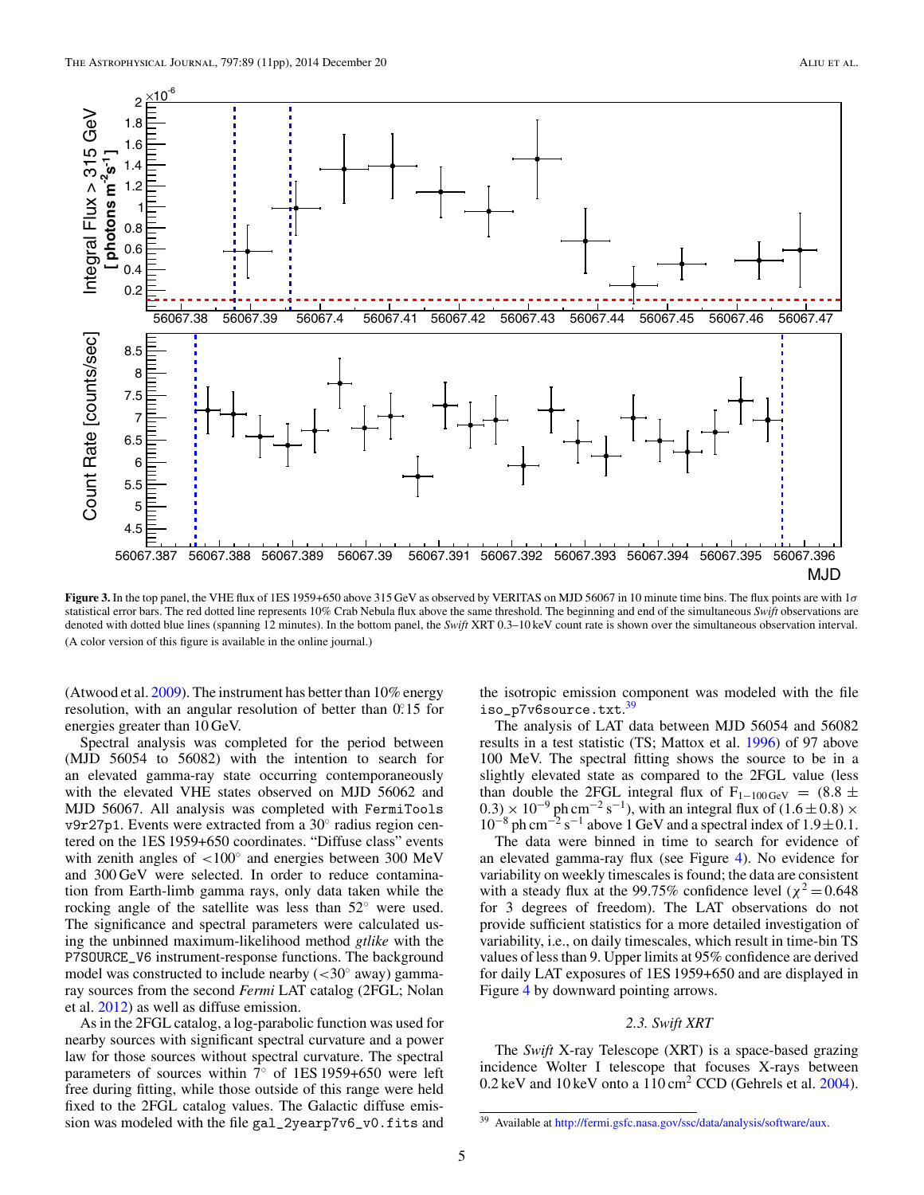**Figure 3.** In the top panel, the VHE flux of 1ES 1959+650 above 315 GeV as observed by VERITAS on MJD 56067 in 10 minute time bins. The flux points are with 1$\sigma$ statistical error bars. The red dotted line represents 10% Crab Nebula flux above the same threshold. The beginning and end of the simultaneous *Swift* observations are denoted with dotted blue lines (spanning 12 minutes). In the bottom panel, the *Swift* XRT 0.3–10 keV count rate is shown over the simultaneous observation interval.
(A color version of this figure is available in the online journal.)

(Atwood et al. 2009). The instrument has better than 10% energy resolution, with an angular resolution of better than 0°.15 for energies greater than 10 GeV.

Spectral analysis was completed for the period between (MJD 56054 to 56082) with the intention to search for an elevated gamma-ray state occurring contemporaneously with the elevated VHE states observed on MJD 56062 and MJD 56067. All analysis was completed with `FermiTools v9r27p1`. Events were extracted from a 30° radius region centered on the 1ES 1959+650 coordinates. "Diffuse class" events with zenith angles of <100° and energies between 300 MeV and 300 GeV were selected. In order to reduce contamination from Earth-limb gamma rays, only data taken while the rocking angle of the satellite was less than 52° were used. The significance and spectral parameters were calculated using the unbinned maximum-likelihood method *gtlike* with the `P7SOURCE_V6` instrument-response functions. The background model was constructed to include nearby (<30° away) gamma-ray sources from the second *Fermi* LAT catalog (2FGL; Nolan et al. 2012) as well as diffuse emission.

As in the 2FGL catalog, a log-parabolic function was used for nearby sources with significant spectral curvature and a power law for those sources without spectral curvature. The spectral parameters of sources within 7° of 1ES 1959+650 were left free during fitting, while those outside of this range were held fixed to the 2FGL catalog values. The Galactic diffuse emission was modeled with the file `gal_2yearp7v6_v0.fits` and the isotropic emission component was modeled with the file `iso_p7v6source.txt`.[39]

The analysis of LAT data between MJD 56054 and 56082 results in a test statistic (TS; Mattox et al. 1996) of 97 above 100 MeV. The spectral fitting shows the source to be in a slightly elevated state as compared to the 2FGL value (less than double the 2FGL integral flux of $F_{1-100\,\mathrm{GeV}} = (8.8 \pm 0.3) \times 10^{-9}\,\mathrm{ph\,cm^{-2}\,s^{-1}}$), with an integral flux of $(1.6 \pm 0.8) \times 10^{-8}\,\mathrm{ph\,cm^{-2}\,s^{-1}}$ above 1 GeV and a spectral index of $1.9 \pm 0.1$.

The data were binned in time to search for evidence of an elevated gamma-ray flux (see Figure 4). No evidence for variability on weekly timescales is found; the data are consistent with a steady flux at the 99.75% confidence level ($\chi^2 = 0.648$ for 3 degrees of freedom). The LAT observations do not provide sufficient statistics for a more detailed investigation of variability, i.e., on daily timescales, which result in time-bin TS values of less than 9. Upper limits at 95% confidence are derived for daily LAT exposures of 1ES 1959+650 and are displayed in Figure 4 by downward pointing arrows.

### 2.3. *Swift* XRT

The *Swift* X-ray Telescope (XRT) is a space-based grazing incidence Wolter I telescope that focuses X-rays between 0.2 keV and 10 keV onto a 110 cm$^2$ CCD (Gehrels et al. 2004).

[39] Available at http://fermi.gsfc.nasa.gov/ssc/data/analysis/software/aux.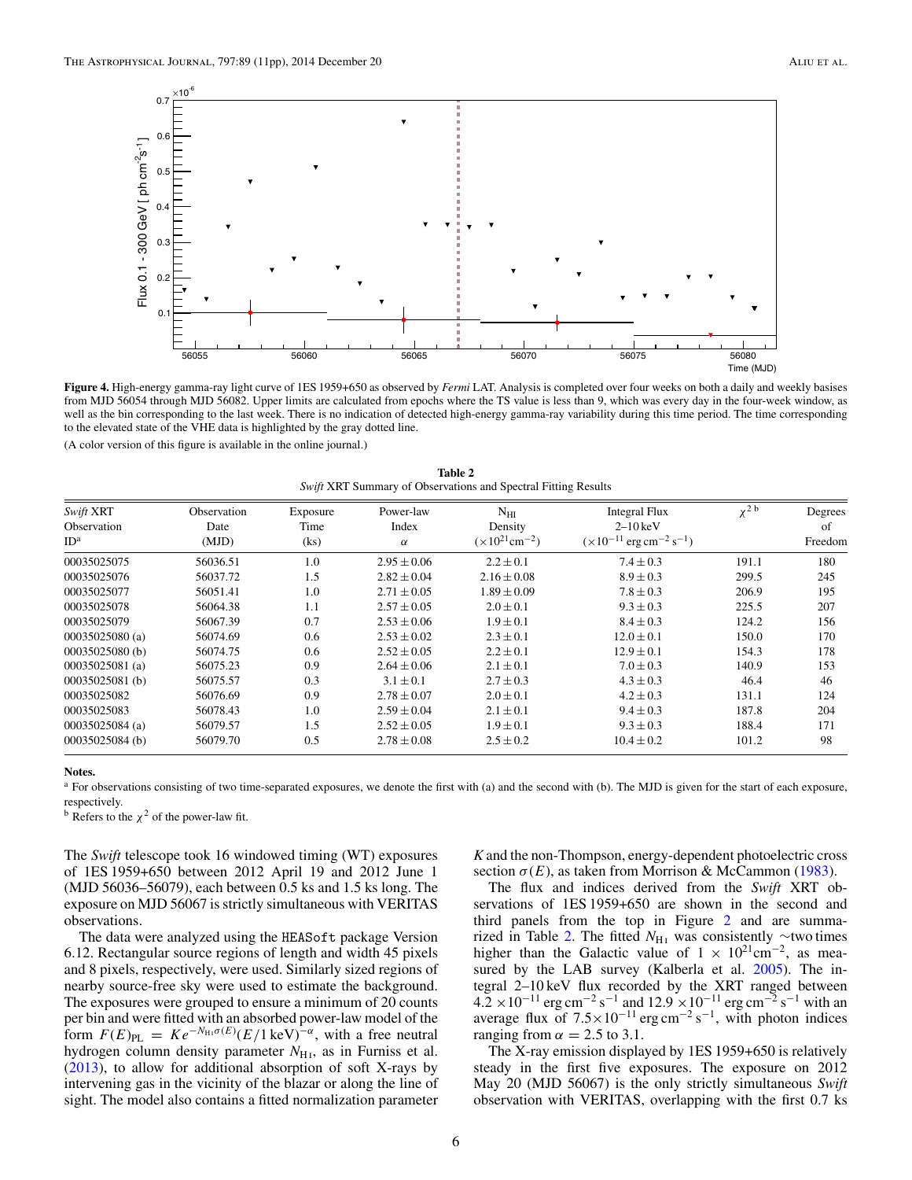**Figure 4.** High-energy gamma-ray light curve of 1ES 1959+650 as observed by *Fermi* LAT. Analysis is completed over four weeks on both a daily and weekly basises from MJD 56054 through MJD 56082. Upper limits are calculated from epochs where the TS value is less than 9, which was every day in the four-week window, as well as the bin corresponding to the last week. There is no indication of detected high-energy gamma-ray variability during this time period. The time corresponding to the elevated state of the VHE data is highlighted by the gray dotted line.

(A color version of this figure is available in the online journal.)

**Table 2**
*Swift* XRT Summary of Observations and Spectral Fitting Results

| *Swift* XRT Observation ID[a] | Observation Date (MJD) | Exposure Time (ks) | Power-law Index $\alpha$ | $N_{HI}$ Density ($\times 10^{21}\,\mathrm{cm}^{-2}$) | Integral Flux 2–10 keV ($\times 10^{-11}\,\mathrm{erg\,cm}^{-2}\,\mathrm{s}^{-1}$) | $\chi^2$ [b] | Degrees of Freedom |
|---|---|---|---|---|---|---|---|
| 00035025075 | 56036.51 | 1.0 | $2.95 \pm 0.06$ | $2.2 \pm 0.1$ | $7.4 \pm 0.3$ | 191.1 | 180 |
| 00035025076 | 56037.72 | 1.5 | $2.82 \pm 0.04$ | $2.16 \pm 0.08$ | $8.9 \pm 0.3$ | 299.5 | 245 |
| 00035025077 | 56051.41 | 1.0 | $2.71 \pm 0.05$ | $1.89 \pm 0.09$ | $7.8 \pm 0.3$ | 206.9 | 195 |
| 00035025078 | 56064.38 | 1.1 | $2.57 \pm 0.05$ | $2.0 \pm 0.1$ | $9.3 \pm 0.3$ | 225.5 | 207 |
| 00035025079 | 56067.39 | 0.7 | $2.53 \pm 0.06$ | $1.9 \pm 0.1$ | $8.4 \pm 0.3$ | 124.2 | 156 |
| 00035025080 (a) | 56074.69 | 0.6 | $2.53 \pm 0.02$ | $2.3 \pm 0.1$ | $12.0 \pm 0.1$ | 150.0 | 170 |
| 00035025080 (b) | 56074.75 | 0.6 | $2.52 \pm 0.05$ | $2.2 \pm 0.1$ | $12.9 \pm 0.1$ | 154.3 | 178 |
| 00035025081 (a) | 56075.23 | 0.9 | $2.64 \pm 0.06$ | $2.1 \pm 0.1$ | $7.0 \pm 0.3$ | 140.9 | 153 |
| 00035025081 (b) | 56075.57 | 0.3 | $3.1 \pm 0.1$ | $2.7 \pm 0.3$ | $4.3 \pm 0.3$ | 46.4 | 46 |
| 00035025082 | 56076.69 | 0.9 | $2.78 \pm 0.07$ | $2.0 \pm 0.1$ | $4.2 \pm 0.3$ | 131.1 | 124 |
| 00035025083 | 56078.43 | 1.0 | $2.59 \pm 0.04$ | $2.1 \pm 0.1$ | $9.4 \pm 0.3$ | 187.8 | 204 |
| 00035025084 (a) | 56079.57 | 1.5 | $2.52 \pm 0.05$ | $1.9 \pm 0.1$ | $9.3 \pm 0.3$ | 188.4 | 171 |
| 00035025084 (b) | 56079.70 | 0.5 | $2.78 \pm 0.08$ | $2.5 \pm 0.2$ | $10.4 \pm 0.2$ | 101.2 | 98 |

**Notes.**
[a] For observations consisting of two time-separated exposures, we denote the first with (a) and the second with (b). The MJD is given for the start of each exposure, respectively.
[b] Refers to the $\chi^2$ of the power-law fit.

The *Swift* telescope took 16 windowed timing (WT) exposures of 1ES 1959+650 between 2012 April 19 and 2012 June 1 (MJD 56036–56079), each between 0.5 ks and 1.5 ks long. The exposure on MJD 56067 is strictly simultaneous with VERITAS observations.

The data were analyzed using the `HEASoft` package Version 6.12. Rectangular source regions of length and width 45 pixels and 8 pixels, respectively, were used. Similarly sized regions of nearby source-free sky were used to estimate the background. The exposures were grouped to ensure a minimum of 20 counts per bin and were fitted with an absorbed power-law model of the form $F(E)_{\mathrm{PL}} = K e^{-N_{\mathrm{H}_1}\sigma(E)}(E/1\,\mathrm{keV})^{-\alpha}$, with a free neutral hydrogen column density parameter $N_{\mathrm{H}_1}$, as in Furniss et al. (2013), to allow for additional absorption of soft X-rays by intervening gas in the vicinity of the blazar or along the line of sight. The model also contains a fitted normalization parameter $K$ and the non-Thompson, energy-dependent photoelectric cross section $\sigma(E)$, as taken from Morrison & McCammon (1983).

The flux and indices derived from the *Swift* XRT observations of 1ES 1959+650 are shown in the second and third panels from the top in Figure 2 and are summarized in Table 2. The fitted $N_{\mathrm{H}_1}$ was consistently ∼two times higher than the Galactic value of $1 \times 10^{21}\mathrm{cm}^{-2}$, as measured by the LAB survey (Kalberla et al. 2005). The integral 2–10 keV flux recorded by the XRT ranged between $4.2 \times 10^{-11}\,\mathrm{erg\,cm}^{-2}\,\mathrm{s}^{-1}$ and $12.9 \times 10^{-11}\,\mathrm{erg\,cm}^{-2}\,\mathrm{s}^{-1}$ with an average flux of $7.5 \times 10^{-11}\,\mathrm{erg\,cm}^{-2}\,\mathrm{s}^{-1}$, with photon indices ranging from $\alpha = 2.5$ to 3.1.

The X-ray emission displayed by 1ES 1959+650 is relatively steady in the first five exposures. The exposure on 2012 May 20 (MJD 56067) is the only strictly simultaneous *Swift* observation with VERITAS, overlapping with the first 0.7 ks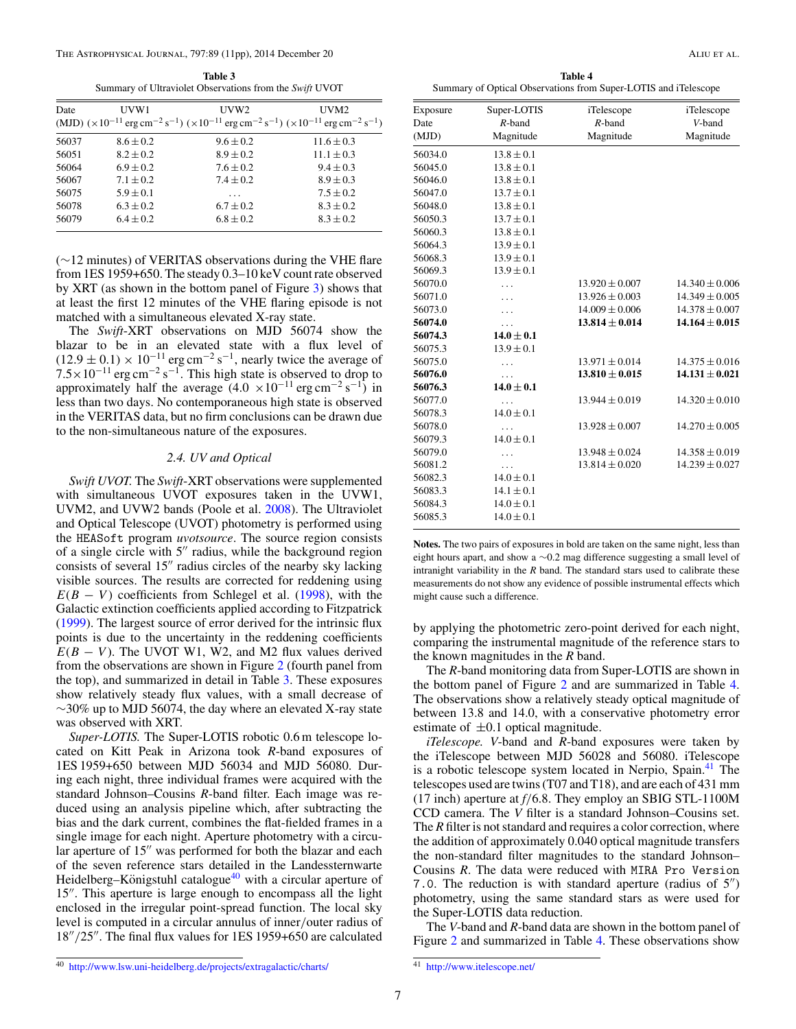**Table 3**
Summary of Ultraviolet Observations from the *Swift* UVOT

| Date (MJD) | UVW1 ($\times10^{-11}$ erg cm$^{-2}$ s$^{-1}$) | UVW2 ($\times10^{-11}$ erg cm$^{-2}$ s$^{-1}$) | UVM2 ($\times10^{-11}$ erg cm$^{-2}$ s$^{-1}$) |
|---|---|---|---|
| 56037 | $8.6 \pm 0.2$ | $9.6 \pm 0.2$ | $11.6 \pm 0.3$ |
| 56051 | $8.2 \pm 0.2$ | $8.9 \pm 0.2$ | $11.1 \pm 0.3$ |
| 56064 | $6.9 \pm 0.2$ | $7.6 \pm 0.2$ | $9.4 \pm 0.3$ |
| 56067 | $7.1 \pm 0.2$ | $7.4 \pm 0.2$ | $8.9 \pm 0.3$ |
| 56075 | $5.9 \pm 0.1$ | ... | $7.5 \pm 0.2$ |
| 56078 | $6.3 \pm 0.2$ | $6.7 \pm 0.2$ | $8.3 \pm 0.2$ |
| 56079 | $6.4 \pm 0.2$ | $6.8 \pm 0.2$ | $8.3 \pm 0.2$ |

(~12 minutes) of VERITAS observations during the VHE flare from 1ES 1959+650. The steady 0.3–10 keV count rate observed by XRT (as shown in the bottom panel of Figure 3) shows that at least the first 12 minutes of the VHE flaring episode is not matched with a simultaneous elevated X-ray state.

The *Swift*-XRT observations on MJD 56074 show the blazar to be in an elevated state with a flux level of $(12.9 \pm 0.1) \times 10^{-11}$ erg cm$^{-2}$ s$^{-1}$, nearly twice the average of $7.5\times10^{-11}$ erg cm$^{-2}$ s$^{-1}$. This high state is observed to drop to approximately half the average ($4.0 \times10^{-11}$ erg cm$^{-2}$ s$^{-1}$) in less than two days. No contemporaneous high state is observed in the VERITAS data, but no firm conclusions can be drawn due to the non-simultaneous nature of the exposures.

### 2.4. UV and Optical

*Swift UVOT.* The *Swift*-XRT observations were supplemented with simultaneous UVOT exposures taken in the UVW1, UVM2, and UVW2 bands (Poole et al. 2008). The Ultraviolet and Optical Telescope (UVOT) photometry is performed using the HEASoft program *uvotsource*. The source region consists of a single circle with 5″ radius, while the background region consists of several 15″ radius circles of the nearby sky lacking visible sources. The results are corrected for reddening using $E(B - V)$ coefficients from Schlegel et al. (1998), with the Galactic extinction coefficients applied according to Fitzpatrick (1999). The largest source of error derived for the intrinsic flux points is due to the uncertainty in the reddening coefficients $E(B - V)$. The UVOT W1, W2, and M2 flux values derived from the observations are shown in Figure 2 (fourth panel from the top), and summarized in detail in Table 3. These exposures show relatively steady flux values, with a small decrease of ~30% up to MJD 56074, the day where an elevated X-ray state was observed with XRT.

*Super-LOTIS.* The Super-LOTIS robotic 0.6 m telescope located on Kitt Peak in Arizona took *R*-band exposures of 1ES 1959+650 between MJD 56034 and MJD 56080. During each night, three individual frames were acquired with the standard Johnson–Cousins *R*-band filter. Each image was reduced using an analysis pipeline which, after subtracting the bias and the dark current, combines the flat-fielded frames in a single image for each night. Aperture photometry with a circular aperture of 15″ was performed for both the blazar and each of the seven reference stars detailed in the Landessternwarte Heidelberg–Königstuhl catalogue[40] with a circular aperture of 15″. This aperture is large enough to encompass all the light enclosed in the irregular point-spread function. The local sky level is computed in a circular annulus of inner/outer radius of 18″/25″. The final flux values for 1ES 1959+650 are calculated by applying the photometric zero-point derived for each night, comparing the instrumental magnitude of the reference stars to the known magnitudes in the *R* band.

[40] http://www.lsw.uni-heidelberg.de/projects/extragalactic/charts/

**Table 4**
Summary of Optical Observations from Super-LOTIS and iTelescope

| Exposure Date (MJD) | Super-LOTIS *R*-band Magnitude | iTelescope *R*-band Magnitude | iTelescope *V*-band Magnitude |
|---|---|---|---|
| 56034.0 | $13.8 \pm 0.1$ | | |
| 56045.0 | $13.8 \pm 0.1$ | | |
| 56046.0 | $13.8 \pm 0.1$ | | |
| 56047.0 | $13.7 \pm 0.1$ | | |
| 56048.0 | $13.8 \pm 0.1$ | | |
| 56050.3 | $13.7 \pm 0.1$ | | |
| 56060.3 | $13.8 \pm 0.1$ | | |
| 56064.3 | $13.9 \pm 0.1$ | | |
| 56068.3 | $13.9 \pm 0.1$ | | |
| 56069.3 | $13.9 \pm 0.1$ | | |
| 56070.0 | ... | $13.920 \pm 0.007$ | $14.340 \pm 0.006$ |
| 56071.0 | ... | $13.926 \pm 0.003$ | $14.349 \pm 0.005$ |
| 56073.0 | ... | $14.009 \pm 0.006$ | $14.378 \pm 0.007$ |
| **56074.0** | ... | **$13.814 \pm 0.014$** | **$14.164 \pm 0.015$** |
| **56074.3** | **$14.0 \pm 0.1$** | | |
| 56075.3 | $13.9 \pm 0.1$ | | |
| 56075.0 | ... | $13.971 \pm 0.014$ | $14.375 \pm 0.016$ |
| **56076.0** | ... | **$13.810 \pm 0.015$** | **$14.131 \pm 0.021$** |
| **56076.3** | **$14.0 \pm 0.1$** | | |
| 56077.0 | ... | $13.944 \pm 0.019$ | $14.320 \pm 0.010$ |
| 56078.3 | $14.0 \pm 0.1$ | | |
| 56078.0 | ... | $13.928 \pm 0.007$ | $14.270 \pm 0.005$ |
| 56079.3 | $14.0 \pm 0.1$ | | |
| 56079.0 | ... | $13.948 \pm 0.024$ | $14.358 \pm 0.019$ |
| 56081.2 | ... | $13.814 \pm 0.020$ | $14.239 \pm 0.027$ |
| 56082.3 | $14.0 \pm 0.1$ | | |
| 56083.3 | $14.1 \pm 0.1$ | | |
| 56084.3 | $14.0 \pm 0.1$ | | |
| 56085.3 | $14.0 \pm 0.1$ | | |

**Notes.** The two pairs of exposures in bold are taken on the same night, less than eight hours apart, and show a ~0.2 mag difference suggesting a small level of intranight variability in the *R* band. The standard stars used to calibrate these measurements do not show any evidence of possible instrumental effects which might cause such a difference.

The *R*-band monitoring data from Super-LOTIS are shown in the bottom panel of Figure 2 and are summarized in Table 4. The observations show a relatively steady optical magnitude of between 13.8 and 14.0, with a conservative photometry error estimate of ±0.1 optical magnitude.

*iTelescope. V*-band and *R*-band exposures were taken by the iTelescope between MJD 56028 and 56080. iTelescope is a robotic telescope system located in Nerpio, Spain.[41] The telescopes used are twins (T07 and T18), and are each of 431 mm (17 inch) aperture at $f/6.8$. They employ an SBIG STL-1100M CCD camera. The *V* filter is a standard Johnson–Cousins set. The *R* filter is not standard and requires a color correction, where the addition of approximately 0.040 optical magnitude transfers the non-standard filter magnitudes to the standard Johnson–Cousins *R*. The data were reduced with MIRA Pro Version 7.0. The reduction is with standard aperture (radius of 5″) photometry, using the same standard stars as were used for the Super-LOTIS data reduction.

The *V*-band and *R*-band data are shown in the bottom panel of Figure 2 and summarized in Table 4. These observations show

[41] http://www.itelescope.net/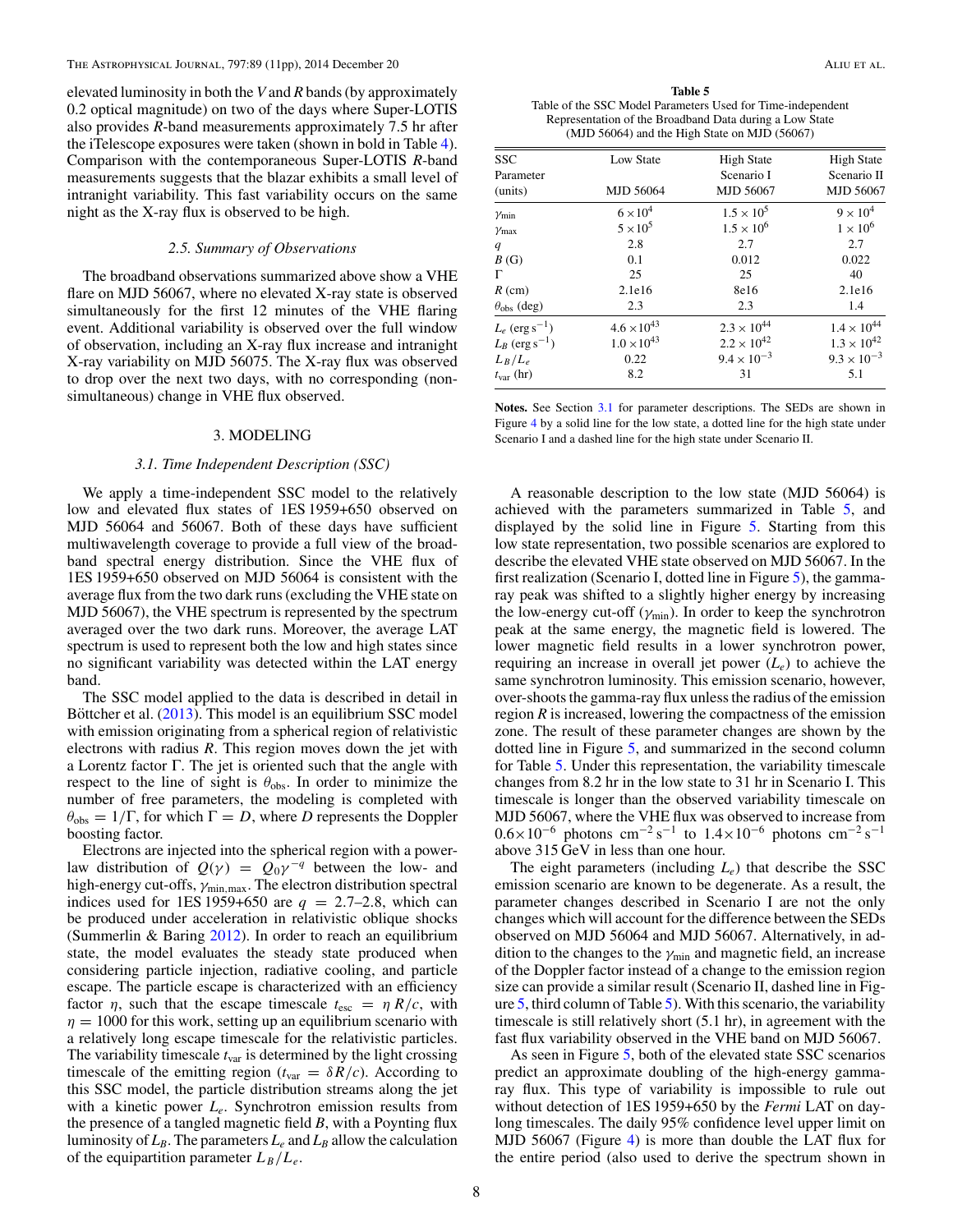elevated luminosity in both the $V$ and $R$ bands (by approximately 0.2 optical magnitude) on two of the days where Super-LOTIS also provides $R$-band measurements approximately 7.5 hr after the iTelescope exposures were taken (shown in bold in Table 4). Comparison with the contemporaneous Super-LOTIS $R$-band measurements suggests that the blazar exhibits a small level of intranight variability. This fast variability occurs on the same night as the X-ray flux is observed to be high.

### 2.5. Summary of Observations

The broadband observations summarized above show a VHE flare on MJD 56067, where no elevated X-ray state is observed simultaneously for the first 12 minutes of the VHE flaring event. Additional variability is observed over the full window of observation, including an X-ray flux increase and intranight X-ray variability on MJD 56075. The X-ray flux was observed to drop over the next two days, with no corresponding (non-simultaneous) change in VHE flux observed.

## 3. MODELING

### 3.1. Time Independent Description (SSC)

We apply a time-independent SSC model to the relatively low and elevated flux states of 1ES 1959+650 observed on MJD 56064 and 56067. Both of these days have sufficient multiwavelength coverage to provide a full view of the broadband spectral energy distribution. Since the VHE flux of 1ES 1959+650 observed on MJD 56064 is consistent with the average flux from the two dark runs (excluding the VHE state on MJD 56067), the VHE spectrum is represented by the spectrum averaged over the two dark runs. Moreover, the average LAT spectrum is used to represent both the low and high states since no significant variability was detected within the LAT energy band.

The SSC model applied to the data is described in detail in Böttcher et al. (2013). This model is an equilibrium SSC model with emission originating from a spherical region of relativistic electrons with radius $R$. This region moves down the jet with a Lorentz factor $\Gamma$. The jet is oriented such that the angle with respect to the line of sight is $\theta_{\rm obs}$. In order to minimize the number of free parameters, the modeling is completed with $\theta_{\rm obs} = 1/\Gamma$, for which $\Gamma = D$, where $D$ represents the Doppler boosting factor.

Electrons are injected into the spherical region with a power-law distribution of $Q(\gamma) = Q_0\gamma^{-q}$ between the low- and high-energy cut-offs, $\gamma_{\rm min,max}$. The electron distribution spectral indices used for 1ES 1959+650 are $q = 2.7$–$2.8$, which can be produced under acceleration in relativistic oblique shocks (Summerlin & Baring 2012). In order to reach an equilibrium state, the model evaluates the steady state produced when considering particle injection, radiative cooling, and particle escape. The particle escape is characterized with an efficiency factor $\eta$, such that the escape timescale $t_{\rm esc} = \eta\, R/c$, with $\eta = 1000$ for this work, setting up an equilibrium scenario with a relatively long escape timescale for the relativistic particles. The variability timescale $t_{\rm var}$ is determined by the light crossing timescale of the emitting region ($t_{\rm var} = \delta R/c$). According to this SSC model, the particle distribution streams along the jet with a kinetic power $L_e$. Synchrotron emission results from the presence of a tangled magnetic field $B$, with a Poynting flux luminosity of $L_B$. The parameters $L_e$ and $L_B$ allow the calculation of the equipartition parameter $L_B/L_e$.

**Table 5**
Table of the SSC Model Parameters Used for Time-independent Representation of the Broadband Data during a Low State (MJD 56064) and the High State on MJD (56067)

| SSC Parameter (units) | Low State MJD 56064 | High State Scenario I MJD 56067 | High State Scenario II MJD 56067 |
|---|---|---|---|
| $\gamma_{\rm min}$ | $6 \times 10^4$ | $1.5 \times 10^5$ | $9 \times 10^4$ |
| $\gamma_{\rm max}$ | $5 \times 10^5$ | $1.5 \times 10^6$ | $1 \times 10^6$ |
| $q$ | 2.8 | 2.7 | 2.7 |
| $B$ (G) | 0.1 | 0.012 | 0.022 |
| $\Gamma$ | 25 | 25 | 40 |
| $R$ (cm) | 2.1e16 | 8e16 | 2.1e16 |
| $\theta_{\rm obs}$ (deg) | 2.3 | 2.3 | 1.4 |
| $L_e$ (erg s$^{-1}$) | $4.6 \times 10^{43}$ | $2.3 \times 10^{44}$ | $1.4 \times 10^{44}$ |
| $L_B$ (erg s$^{-1}$) | $1.0 \times 10^{43}$ | $2.2 \times 10^{42}$ | $1.3 \times 10^{42}$ |
| $L_B/L_e$ | 0.22 | $9.4 \times 10^{-3}$ | $9.3 \times 10^{-3}$ |
| $t_{\rm var}$ (hr) | 8.2 | 31 | 5.1 |

**Notes.** See Section 3.1 for parameter descriptions. The SEDs are shown in Figure 4 by a solid line for the low state, a dotted line for the high state under Scenario I and a dashed line for the high state under Scenario II.

A reasonable description to the low state (MJD 56064) is achieved with the parameters summarized in Table 5, and displayed by the solid line in Figure 5. Starting from this low state representation, two possible scenarios are explored to describe the elevated VHE state observed on MJD 56067. In the first realization (Scenario I, dotted line in Figure 5), the gamma-ray peak was shifted to a slightly higher energy by increasing the low-energy cut-off ($\gamma_{\rm min}$). In order to keep the synchrotron peak at the same energy, the magnetic field is lowered. The lower magnetic field results in a lower synchrotron power, requiring an increase in overall jet power ($L_e$) to achieve the same synchrotron luminosity. This emission scenario, however, over-shoots the gamma-ray flux unless the radius of the emission region $R$ is increased, lowering the compactness of the emission zone. The result of these parameter changes are shown by the dotted line in Figure 5, and summarized in the second column for Table 5. Under this representation, the variability timescale changes from 8.2 hr in the low state to 31 hr in Scenario I. This timescale is longer than the observed variability timescale on MJD 56067, where the VHE flux was observed to increase from $0.6\times10^{-6}$ photons cm$^{-2}$ s$^{-1}$ to $1.4\times10^{-6}$ photons cm$^{-2}$ s$^{-1}$ above 315 GeV in less than one hour.

The eight parameters (including $L_e$) that describe the SSC emission scenario are known to be degenerate. As a result, the parameter changes described in Scenario I are not the only changes which will account for the difference between the SEDs observed on MJD 56064 and MJD 56067. Alternatively, in addition to the changes to the $\gamma_{\rm min}$ and magnetic field, an increase of the Doppler factor instead of a change to the emission region size can provide a similar result (Scenario II, dashed line in Figure 5, third column of Table 5). With this scenario, the variability timescale is still relatively short (5.1 hr), in agreement with the fast flux variability observed in the VHE band on MJD 56067.

As seen in Figure 5, both of the elevated state SSC scenarios predict an approximate doubling of the high-energy gamma-ray flux. This type of variability is impossible to rule out without detection of 1ES 1959+650 by the *Fermi* LAT on day-long timescales. The daily 95% confidence level upper limit on MJD 56067 (Figure 4) is more than double the LAT flux for the entire period (also used to derive the spectrum shown in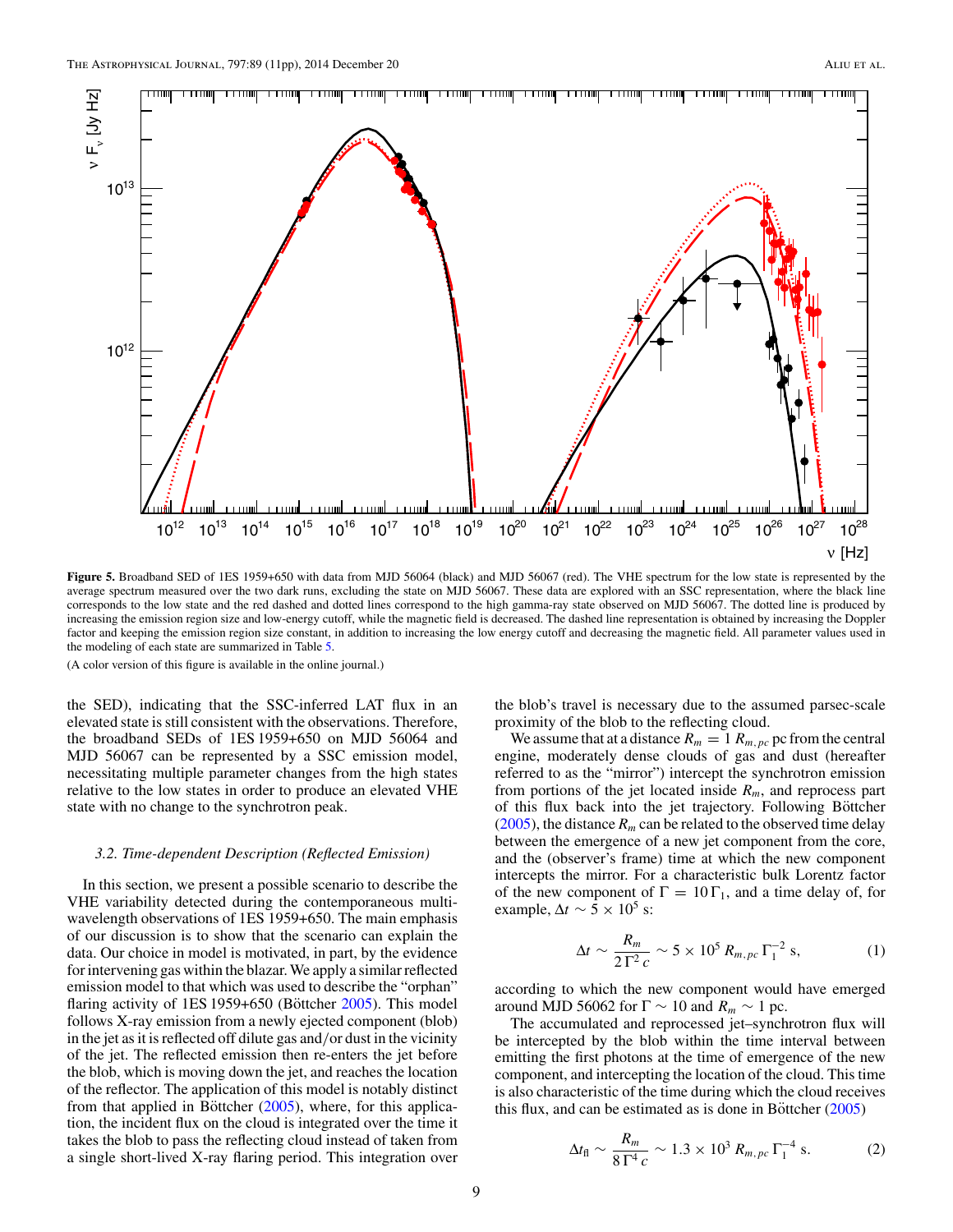**Figure 5.** Broadband SED of 1ES 1959+650 with data from MJD 56064 (black) and MJD 56067 (red). The VHE spectrum for the low state is represented by the average spectrum measured over the two dark runs, excluding the state on MJD 56067. These data are explored with an SSC representation, where the black line corresponds to the low state and the red dashed and dotted lines correspond to the high gamma-ray state observed on MJD 56067. The dotted line is produced by increasing the emission region size and low-energy cutoff, while the magnetic field is decreased. The dashed line representation is obtained by increasing the Doppler factor and keeping the emission region size constant, in addition to increasing the low energy cutoff and decreasing the magnetic field. All parameter values used in the modeling of each state are summarized in Table 5.

(A color version of this figure is available in the online journal.)

the SED), indicating that the SSC-inferred LAT flux in an elevated state is still consistent with the observations. Therefore, the broadband SEDs of 1ES 1959+650 on MJD 56064 and MJD 56067 can be represented by a SSC emission model, necessitating multiple parameter changes from the high states relative to the low states in order to produce an elevated VHE state with no change to the synchrotron peak.

### 3.2. Time-dependent Description (Reflected Emission)

In this section, we present a possible scenario to describe the VHE variability detected during the contemporaneous multi-wavelength observations of 1ES 1959+650. The main emphasis of our discussion is to show that the scenario can explain the data. Our choice in model is motivated, in part, by the evidence for intervening gas within the blazar. We apply a similar reflected emission model to that which was used to describe the "orphan" flaring activity of 1ES 1959+650 (Böttcher 2005). This model follows X-ray emission from a newly ejected component (blob) in the jet as it is reflected off dilute gas and/or dust in the vicinity of the jet. The reflected emission then re-enters the jet before the blob, which is moving down the jet, and reaches the location of the reflector. The application of this model is notably distinct from that applied in Böttcher (2005), where, for this application, the incident flux on the cloud is integrated over the time it takes the blob to pass the reflecting cloud instead of taken from a single short-lived X-ray flaring period. This integration over the blob's travel is necessary due to the assumed parsec-scale proximity of the blob to the reflecting cloud.

We assume that at a distance $R_m = 1\ R_{m,pc}$ pc from the central engine, moderately dense clouds of gas and dust (hereafter referred to as the "mirror") intercept the synchrotron emission from portions of the jet located inside $R_m$, and reprocess part of this flux back into the jet trajectory. Following Böttcher (2005), the distance $R_m$ can be related to the observed time delay between the emergence of a new jet component from the core, and the (observer's frame) time at which the new component intercepts the mirror. For a characteristic bulk Lorentz factor of the new component of $\Gamma = 10\,\Gamma_1$, and a time delay of, for example, $\Delta t \sim 5 \times 10^5$ s:

$$\Delta t \sim \frac{R_m}{2\,\Gamma^2\,c} \sim 5 \times 10^5\ R_{m,pc}\,\Gamma_1^{-2}\ \text{s}, \tag{1}$$

according to which the new component would have emerged around MJD 56062 for $\Gamma \sim 10$ and $R_m \sim 1$ pc.

The accumulated and reprocessed jet–synchrotron flux will be intercepted by the blob within the time interval between emitting the first photons at the time of emergence of the new component, and intercepting the location of the cloud. This time is also characteristic of the time during which the cloud receives this flux, and can be estimated as is done in Böttcher (2005)

$$\Delta t_{\text{fl}} \sim \frac{R_m}{8\,\Gamma^4\,c} \sim 1.3 \times 10^3\ R_{m,pc}\,\Gamma_1^{-4}\ \text{s}. \tag{2}$$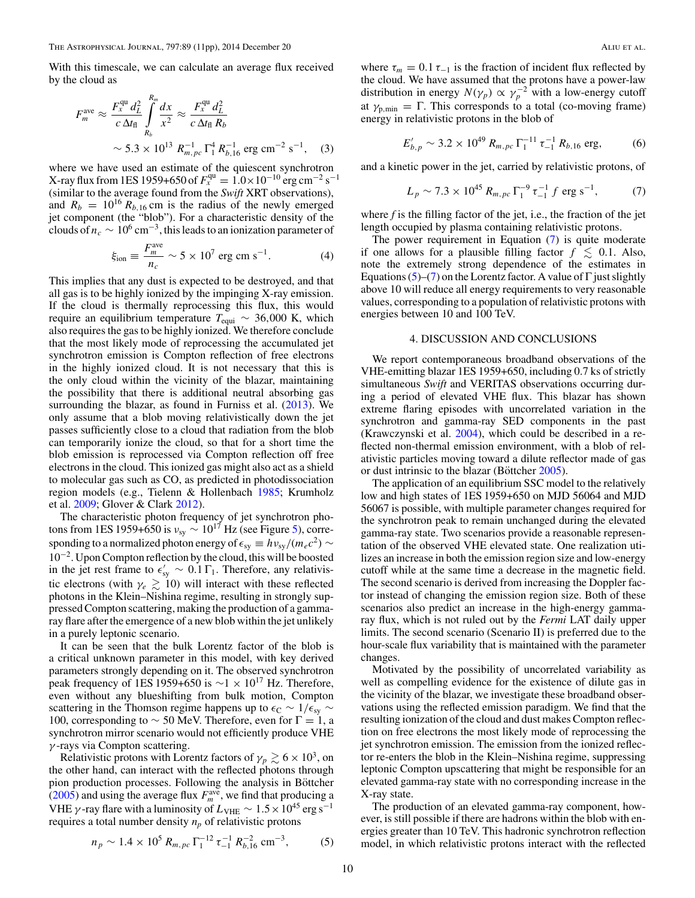With this timescale, we can calculate an average flux received by the cloud as

$$F_m^{\rm ave} \approx \frac{F_x^{\rm qu}\, d_L^2}{c\,\Delta t_{\rm fl}} \int_{R_b}^{R_m} \frac{dx}{x^2} \approx \frac{F_x^{\rm qu}\, d_L^2}{c\,\Delta t_{\rm fl}\, R_b}$$
$$\sim 5.3 \times 10^{13}\ R_{m,pc}^{-1}\,\Gamma_1^4\,R_{b,16}^{-1}\ {\rm erg\ cm^{-2}\ s^{-1}}, \quad (3)$$

where we have used an estimate of the quiescent synchrotron X-ray flux from 1ES 1959+650 of $F_x^{\rm qu} = 1.0\times10^{-10}$ erg cm$^{-2}$ s$^{-1}$ (similar to the average found from the *Swift* XRT observations), and $R_b = 10^{16}\,R_{b,16}$ cm is the radius of the newly emerged jet component (the "blob"). For a characteristic density of the clouds of $n_c \sim 10^6$ cm$^{-3}$, this leads to an ionization parameter of

$$\xi_{\rm ion} \equiv \frac{F_m^{\rm ave}}{n_c} \sim 5 \times 10^7\ {\rm erg\ cm\ s^{-1}}. \quad (4)$$

This implies that any dust is expected to be destroyed, and that all gas is to be highly ionized by the impinging X-ray emission. If the cloud is thermally reprocessing this flux, this would require an equilibrium temperature $T_{\rm equi} \sim 36{,}000$ K, which also requires the gas to be highly ionized. We therefore conclude that the most likely mode of reprocessing the accumulated jet synchrotron emission is Compton reflection of free electrons in the highly ionized cloud. It is not necessary that this is the only cloud within the vicinity of the blazar, maintaining the possibility that there is additional neutral absorbing gas surrounding the blazar, as found in Furniss et al. (2013). We only assume that a blob moving relativistically down the jet passes sufficiently close to a cloud that radiation from the blob can temporarily ionize the cloud, so that for a short time the blob emission is reprocessed via Compton reflection off free electrons in the cloud. This ionized gas might also act as a shield to molecular gas such as CO, as predicted in photodissociation region models (e.g., Tielenn & Hollenbach 1985; Krumholz et al. 2009; Glover & Clark 2012).

The characteristic photon frequency of jet synchrotron photons from 1ES 1959+650 is $\nu_{\rm sy} \sim 10^{17}$ Hz (see Figure 5), corresponding to a normalized photon energy of $\epsilon_{\rm sy} \equiv h\nu_{\rm sy}/(m_e c^2) \sim 10^{-2}$. Upon Compton reflection by the cloud, this will be boosted in the jet rest frame to $\epsilon'_{\rm sy} \sim 0.1\,\Gamma_1$. Therefore, any relativistic electrons (with $\gamma_e \gtrsim 10$) will interact with these reflected photons in the Klein–Nishina regime, resulting in strongly suppressed Compton scattering, making the production of a gamma-ray flare after the emergence of a new blob within the jet unlikely in a purely leptonic scenario.

It can be seen that the bulk Lorentz factor of the blob is a critical unknown parameter in this model, with key derived parameters strongly depending on it. The observed synchrotron peak frequency of 1ES 1959+650 is $\sim 1 \times 10^{17}$ Hz. Therefore, even without any blueshifting from bulk motion, Compton scattering in the Thomson regime happens up to $\epsilon_{\rm C} \sim 1/\epsilon_{\rm sy} \sim 100$, corresponding to $\sim 50$ MeV. Therefore, even for $\Gamma = 1$, a synchrotron mirror scenario would not efficiently produce VHE $\gamma$-rays via Compton scattering.

Relativistic protons with Lorentz factors of $\gamma_p \gtrsim 6 \times 10^3$, on the other hand, can interact with the reflected photons through pion production processes. Following the analysis in Böttcher (2005) and using the average flux $F_m^{\rm ave}$, we find that producing a VHE $\gamma$-ray flare with a luminosity of $L_{\rm VHE} \sim 1.5 \times 10^{45}$ erg s$^{-1}$ requires a total number density $n_p$ of relativistic protons

$$n_p \sim 1.4 \times 10^5\ R_{m,pc}\,\Gamma_1^{-12}\,\tau_{-1}^{-1}\,R_{b,16}^{-2}\ {\rm cm^{-3}}, \quad (5)$$

where $\tau_m = 0.1\,\tau_{-1}$ is the fraction of incident flux reflected by the cloud. We have assumed that the protons have a power-law distribution in energy $N(\gamma_p) \propto \gamma_p^{-2}$ with a low-energy cutoff at $\gamma_{\rm p,min} = \Gamma$. This corresponds to a total (co-moving frame) energy in relativistic protons in the blob of

$$E'_{b,p} \sim 3.2 \times 10^{49}\ R_{m,pc}\,\Gamma_1^{-11}\,\tau_{-1}^{-1}\,R_{b,16}\ {\rm erg}, \quad (6)$$

and a kinetic power in the jet, carried by relativistic protons, of

$$L_p \sim 7.3 \times 10^{45}\ R_{m,pc}\,\Gamma_1^{-9}\,\tau_{-1}^{-1}\,f\ {\rm erg\ s^{-1}}, \quad (7)$$

where $f$ is the filling factor of the jet, i.e., the fraction of the jet length occupied by plasma containing relativistic protons.

The power requirement in Equation (7) is quite moderate if one allows for a plausible filling factor $f \lesssim 0.1$. Also, note the extremely strong dependence of the estimates in Equations (5)–(7) on the Lorentz factor. A value of $\Gamma$ just slightly above 10 will reduce all energy requirements to very reasonable values, corresponding to a population of relativistic protons with energies between 10 and 100 TeV.

## 4. DISCUSSION AND CONCLUSIONS

We report contemporaneous broadband observations of the VHE-emitting blazar 1ES 1959+650, including 0.7 ks of strictly simultaneous *Swift* and VERITAS observations occurring during a period of elevated VHE flux. This blazar has shown extreme flaring episodes with uncorrelated variation in the synchrotron and gamma-ray SED components in the past (Krawczynski et al. 2004), which could be described in a reflected non-thermal emission environment, with a blob of relativistic particles moving toward a dilute reflector made of gas or dust intrinsic to the blazar (Böttcher 2005).

The application of an equilibrium SSC model to the relatively low and high states of 1ES 1959+650 on MJD 56064 and MJD 56067 is possible, with multiple parameter changes required for the synchrotron peak to remain unchanged during the elevated gamma-ray state. Two scenarios provide a reasonable representation of the observed VHE elevated state. One realization utilizes an increase in both the emission region size and low-energy cutoff while at the same time a decrease in the magnetic field. The second scenario is derived from increasing the Doppler factor instead of changing the emission region size. Both of these scenarios also predict an increase in the high-energy gamma-ray flux, which is not ruled out by the *Fermi* LAT daily upper limits. The second scenario (Scenario II) is preferred due to the hour-scale flux variability that is maintained with the parameter changes.

Motivated by the possibility of uncorrelated variability as well as compelling evidence for the existence of dilute gas in the vicinity of the blazar, we investigate these broadband observations using the reflected emission paradigm. We find that the resulting ionization of the cloud and dust makes Compton reflection on free electrons the most likely mode of reprocessing the jet synchrotron emission. The emission from the ionized reflector re-enters the blob in the Klein–Nishina regime, suppressing leptonic Compton upscattering that might be responsible for an elevated gamma-ray state with no corresponding increase in the X-ray state.

The production of an elevated gamma-ray component, however, is still possible if there are hadrons within the blob with energies greater than 10 TeV. This hadronic synchrotron reflection model, in which relativistic protons interact with the reflected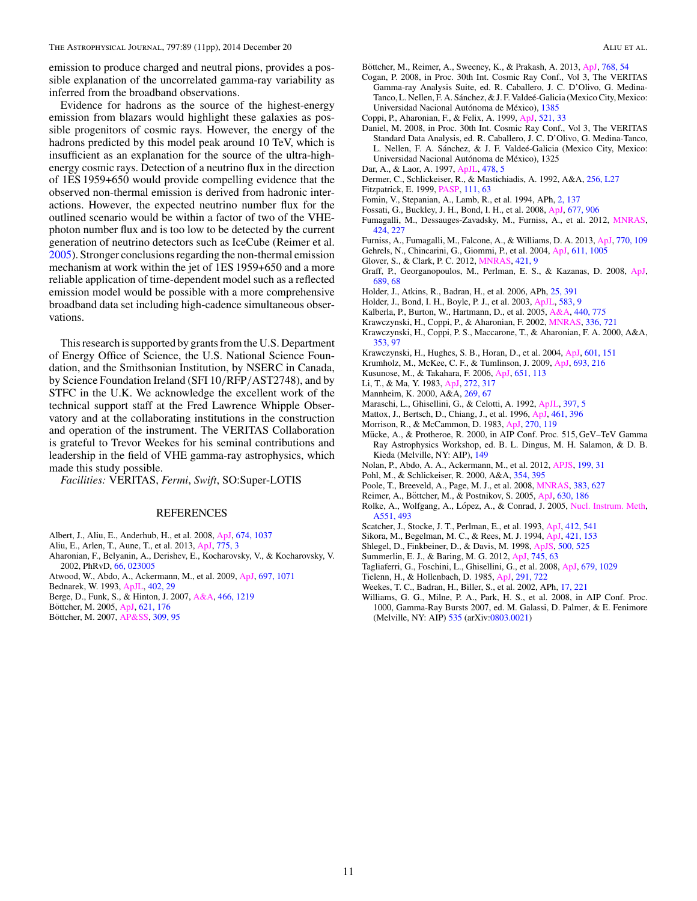emission to produce charged and neutral pions, provides a possible explanation of the uncorrelated gamma-ray variability as inferred from the broadband observations.

Evidence for hadrons as the source of the highest-energy emission from blazars would highlight these galaxies as possible progenitors of cosmic rays. However, the energy of the hadrons predicted by this model peak around 10 TeV, which is insufficient as an explanation for the source of the ultra-high-energy cosmic rays. Detection of a neutrino flux in the direction of 1ES 1959+650 would provide compelling evidence that the observed non-thermal emission is derived from hadronic interactions. However, the expected neutrino number flux for the outlined scenario would be within a factor of two of the VHE-photon number flux and is too low to be detected by the current generation of neutrino detectors such as IceCube (Reimer et al. 2005). Stronger conclusions regarding the non-thermal emission mechanism at work within the jet of 1ES 1959+650 and a more reliable application of time-dependent model such as a reflected emission model would be possible with a more comprehensive broadband data set including high-cadence simultaneous observations.

This research is supported by grants from the U.S. Department of Energy Office of Science, the U.S. National Science Foundation, and the Smithsonian Institution, by NSERC in Canada, by Science Foundation Ireland (SFI 10/RFP/AST2748), and by STFC in the U.K. We acknowledge the excellent work of the technical support staff at the Fred Lawrence Whipple Observatory and at the collaborating institutions in the construction and operation of the instrument. The VERITAS Collaboration is grateful to Trevor Weekes for his seminal contributions and leadership in the field of VHE gamma-ray astrophysics, which made this study possible.

*Facilities:* VERITAS, *Fermi*, *Swift*, SO:Super-LOTIS

## REFERENCES

Albert, J., Aliu, E., Anderhub, H., et al. 2008, ApJ, 674, 1037
Aliu, E., Arlen, T., Aune, T., et al. 2013, ApJ, 775, 3
Aharonian, F., Belyanin, A., Derishev, E., Kocharovsky, V., & Kocharovsky, V. 2002, PhRvD, 66, 023005
Atwood, W., Abdo, A., Ackermann, M., et al. 2009, ApJ, 697, 1071
Bednarek, W. 1993, ApJL, 402, 29
Berge, D., Funk, S., & Hinton, J. 2007, A&A, 466, 1219
Böttcher, M. 2005, ApJ, 621, 176
Böttcher, M. 2007, AP&SS, 309, 95
Böttcher, M., Reimer, A., Sweeney, K., & Prakash, A. 2013, ApJ, 768, 54
Cogan, P. 2008, in Proc. 30th Int. Cosmic Ray Conf., Vol 3, The VERITAS Gamma-ray Analysis Suite, ed. R. Caballero, J. C. D'Olivo, G. Medina-Tanco, L. Nellen, F. A. Sánchez, & J. F. Valdeé-Galicia (Mexico City, Mexico: Universidad Nacional Autónoma de México), 1385
Coppi, P., Aharonian, F., & Felix, A. 1999, ApJ, 521, 33
Daniel, M. 2008, in Proc. 30th Int. Cosmic Ray Conf., Vol 3, The VERITAS Standard Data Analysis, ed. R. Caballero, J. C. D'Olivo, G. Medina-Tanco, L. Nellen, F. A. Sánchez, & J. F. Valdeé-Galicia (Mexico City, Mexico: Universidad Nacional Autónoma de México), 1325
Dar, A., & Laor, A. 1997, ApJL, 478, 5
Dermer, C., Schlickeiser, R., & Mastichiadis, A. 1992, A&A, 256, L27
Fitzpatrick, E. 1999, PASP, 111, 63
Fomin, V., Stepanian, A., Lamb, R., et al. 1994, APh, 2, 137
Fossati, G., Buckley, J. H., Bond, I. H., et al. 2008, ApJ, 677, 906
Fumagalli, M., Dessauges-Zavadsky, M., Furniss, A., et al. 2012, MNRAS, 424, 227
Furniss, A., Fumagalli, M., Falcone, A., & Williams, D. A. 2013, ApJ, 770, 109
Gehrels, N., Chincarini, G., Giommi, P., et al. 2004, ApJ, 611, 1005
Glover, S., & Clark, P. C. 2012, MNRAS, 421, 9
Graff, P., Georganopoulos, M., Perlman, E. S., & Kazanas, D. 2008, ApJ, 689, 68
Holder, J., Atkins, R., Badran, H., et al. 2006, APh, 25, 391
Holder, J., Bond, I. H., Boyle, P. J., et al. 2003, ApJL, 583, 9
Kalberla, P., Burton, W., Hartmann, D., et al. 2005, A&A, 440, 775
Krawczynski, H., Coppi, P., & Aharonian, F. 2002, MNRAS, 336, 721
Krawczynski, H., Coppi, P. S., Maccarone, T., & Aharonian, F. A. 2000, A&A, 353, 97
Krawczynski, H., Hughes, S. B., Horan, D., et al. 2004, ApJ, 601, 151
Krumholz, M., McKee, C. F., & Tumlinson, J. 2009, ApJ, 693, 216
Kusunose, M., & Takahara, F. 2006, ApJ, 651, 113
Li, T., & Ma, Y. 1983, ApJ, 272, 317
Mannheim, K. 2000, A&A, 269, 67
Maraschi, L., Ghisellini, G., & Celotti, A. 1992, ApJL, 397, 5
Mattox, J., Bertsch, D., Chiang, J., et al. 1996, ApJ, 461, 396
Morrison, R., & McCammon, D. 1983, ApJ, 270, 119
Mücke, A., & Protheroe, R. 2000, in AIP Conf. Proc. 515, GeV–TeV Gamma Ray Astrophysics Workshop, ed. B. L. Dingus, M. H. Salamon, & D. B. Kieda (Melville, NY: AIP), 149
Nolan, P., Abdo, A. A., Ackermann, M., et al. 2012, APJS, 199, 31
Pohl, M., & Schlickeiser, R. 2000, A&A, 354, 395
Poole, T., Breeveld, A., Page, M. J., et al. 2008, MNRAS, 383, 627
Reimer, A., Böttcher, M., & Postnikov, S. 2005, ApJ, 630, 186
Rolke, A., Wolfgang, A., López, A., & Conrad, J. 2005, Nucl. Instrum. Meth, A551, 493
Scatcher, J., Stocke, J. T., Perlman, E., et al. 1993, ApJ, 412, 541
Sikora, M., Begelman, M. C., & Rees, M. J. 1994, ApJ, 421, 153
Shlegel, D., Finkbeiner, D., & Davis, M. 1998, ApJS, 500, 525
Summerlin, E. J., & Baring, M. G. 2012, ApJ, 745, 63
Tagliaferri, G., Foschini, L., Ghisellini, G., et al. 2008, ApJ, 679, 1029
Tielenn, H., & Hollenbach, D. 1985, ApJ, 291, 722
Weekes, T. C., Badran, H., Biller, S., et al. 2002, APh, 17, 221
Williams, G. G., Milne, P. A., Park, H. S., et al. 2008, in AIP Conf. Proc. 1000, Gamma-Ray Bursts 2007, ed. M. Galassi, D. Palmer, & E. Fenimore (Melville, NY: AIP) 535 (arXiv:0803.0021)